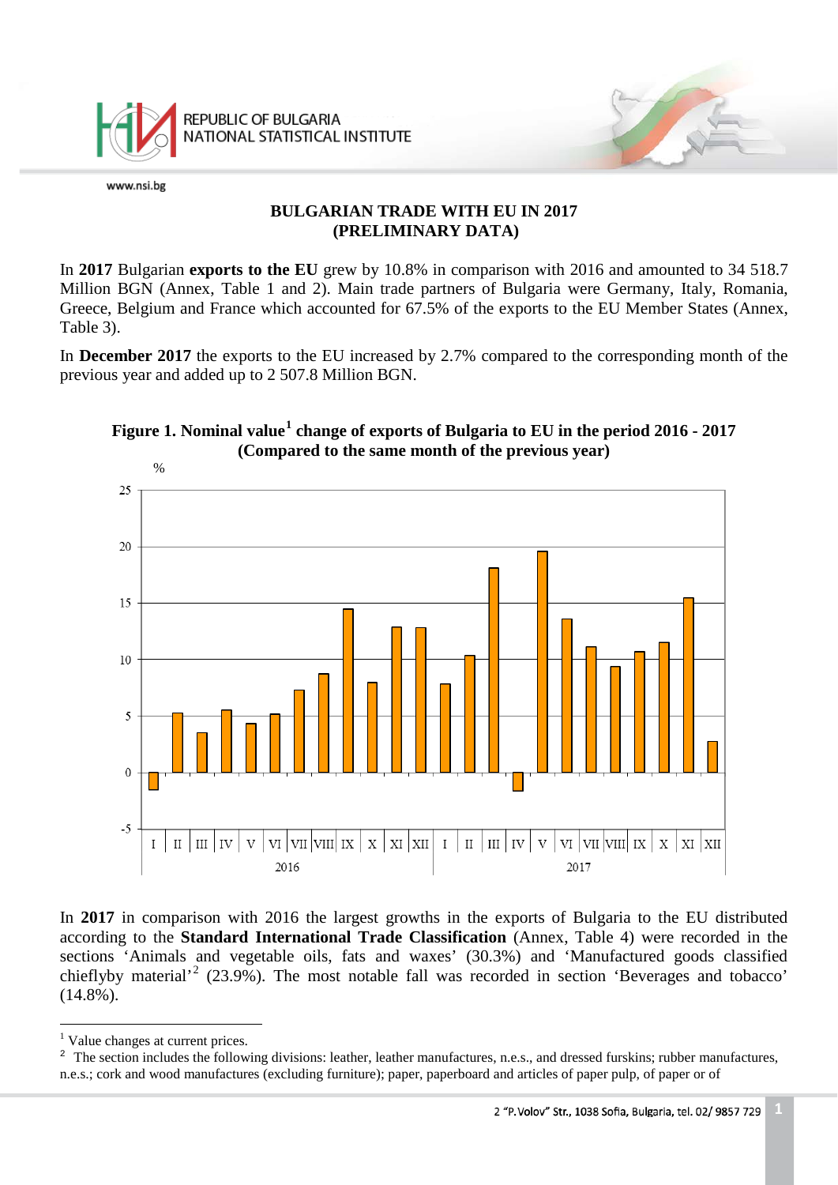# BULGARIAN TRADE WITH EU IN 2017 (PRELIMINARY DATA)

In **2017** Bulgarian **exports to the EU** grew by 10.8% in comparison with 2016 and amounted to 34 518.7 Million BGN (Annex, Table 1 and 2). Main trade partners of Bulgaria were Germany, Italy, Romania, Greece, Belgium and France which accounted for 67.5% of the exports to the EU Member States (Annex, Table 3).

In **December 2017** the exports to the EU increased by 2.7% compared to the corresponding month of the previous year and added up to 2 507.8 Million BGN.

**Figure 1. Nominal value[1] change of exports of Bulgaria to EU in the period 2016 - 2017 (Compared to the same month of the previous year)**

In **2017** in comparison with 2016 the largest growths in the exports of Bulgaria to the EU distributed according to the **Standard International Trade Classification** (Annex, Table 4) were recorded in the sections 'Animals and vegetable oils, fats and waxes' (30.3%) and 'Manufactured goods classified chieflyby material'[2] (23.9%). The most notable fall was recorded in section 'Beverages and tobacco' (14.8%).

---

[1] Value changes at current prices.

[2] The section includes the following divisions: leather, leather manufactures, n.e.s., and dressed furskins; rubber manufactures, n.e.s.; cork and wood manufactures (excluding furniture); paper, paperboard and articles of paper pulp, of paper or of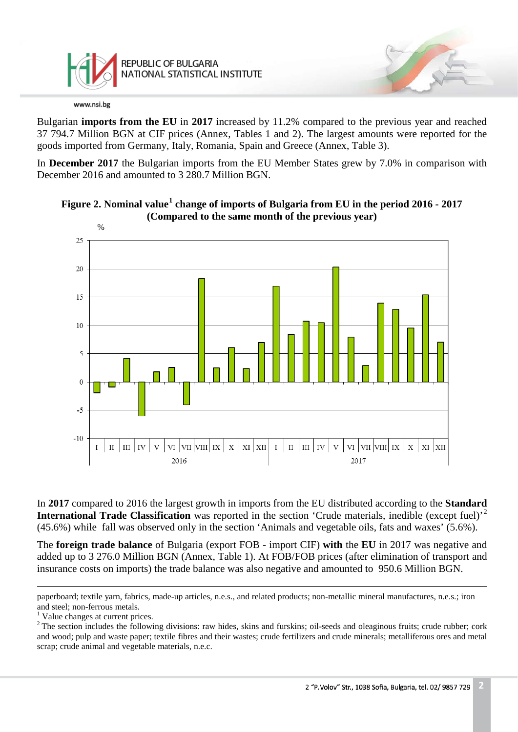Bulgarian **imports from the EU** in **2017** increased by 11.2% compared to the previous year and reached 37 794.7 Million BGN at CIF prices (Annex, Tables 1 and 2). The largest amounts were reported for the goods imported from Germany, Italy, Romania, Spain and Greece (Annex, Table 3).

In **December 2017** the Bulgarian imports from the EU Member States grew by 7.0% in comparison with December 2016 and amounted to 3 280.7 Million BGN.

**Figure 2. Nominal value[1] change of imports of Bulgaria from EU in the period 2016 - 2017 (Compared to the same month of the previous year)**

In **2017** compared to 2016 the largest growth in imports from the EU distributed according to the **Standard International Trade Classification** was reported in the section 'Crude materials, inedible (except fuel)'[2] (45.6%) while fall was observed only in the section 'Animals and vegetable oils, fats and waxes' (5.6%).

The **foreign trade balance** of Bulgaria (export FOB - import CIF) **with** the **EU** in 2017 was negative and added up to 3 276.0 Million BGN (Annex, Table 1). At FOB/FOB prices (after elimination of transport and insurance costs on imports) the trade balance was also negative and amounted to 950.6 Million BGN.

---

paperboard; textile yarn, fabrics, made-up articles, n.e.s., and related products; non-metallic mineral manufactures, n.e.s.; iron and steel; non-ferrous metals.

[1] Value changes at current prices.

[2] The section includes the following divisions: raw hides, skins and furskins; oil-seeds and oleaginous fruits; crude rubber; cork and wood; pulp and waste paper; textile fibres and their wastes; crude fertilizers and crude minerals; metalliferous ores and metal scrap; crude animal and vegetable materials, n.e.c.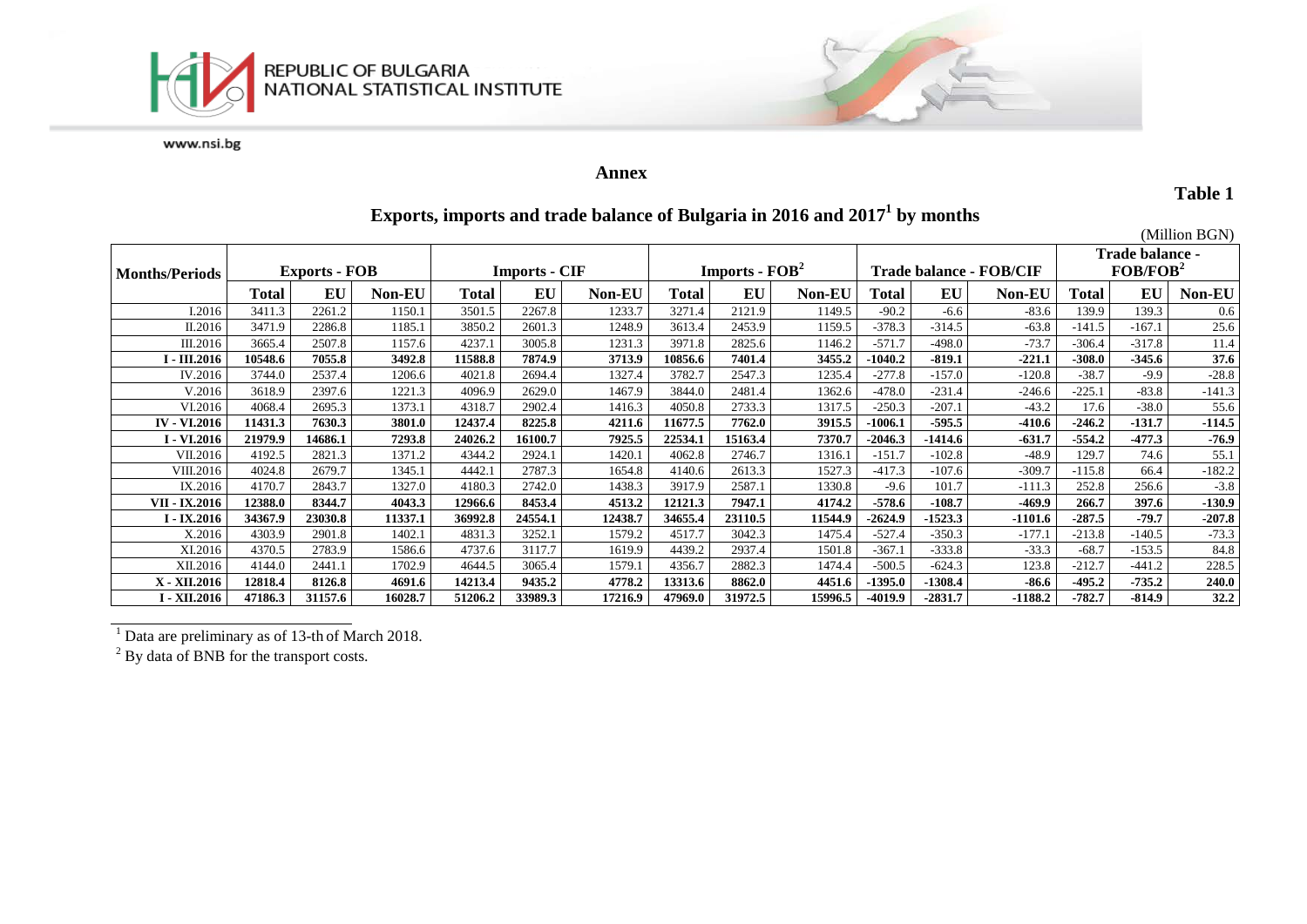**Annex**

**Table 1**

## Exports, imports and trade balance of Bulgaria in 2016 and 2017[1] by months

(Million BGN)

| Months/Periods | Exports - FOB | | | Imports - CIF | | | Imports - FOB[2] | | | Trade balance - FOB/CIF | | | Trade balance - FOB/FOB[2] | | |
|---|---|---|---|---|---|---|---|---|---|---|---|---|---|---|---|
| | **Total** | **EU** | **Non-EU** | **Total** | **EU** | **Non-EU** | **Total** | **EU** | **Non-EU** | **Total** | **EU** | **Non-EU** | **Total** | **EU** | **Non-EU** |
| I.2016 | 3411.3 | 2261.2 | 1150.1 | 3501.5 | 2267.8 | 1233.7 | 3271.4 | 2121.9 | 1149.5 | -90.2 | -6.6 | -83.6 | 139.9 | 139.3 | 0.6 |
| II.2016 | 3471.9 | 2286.8 | 1185.1 | 3850.2 | 2601.3 | 1248.9 | 3613.4 | 2453.9 | 1159.5 | -378.3 | -314.5 | -63.8 | -141.5 | -167.1 | 25.6 |
| III.2016 | 3665.4 | 2507.8 | 1157.6 | 4237.1 | 3005.8 | 1231.3 | 3971.8 | 2825.6 | 1146.2 | -571.7 | -498.0 | -73.7 | -306.4 | -317.8 | 11.4 |
| **I - III.2016** | **10548.6** | **7055.8** | **3492.8** | **11588.8** | **7874.9** | **3713.9** | **10856.6** | **7401.4** | **3455.2** | **-1040.2** | **-819.1** | **-221.1** | **-308.0** | **-345.6** | **37.6** |
| IV.2016 | 3744.0 | 2537.4 | 1206.6 | 4021.8 | 2694.4 | 1327.4 | 3782.7 | 2547.3 | 1235.4 | -277.8 | -157.0 | -120.8 | -38.7 | -9.9 | -28.8 |
| V.2016 | 3618.9 | 2397.6 | 1221.3 | 4096.9 | 2629.0 | 1467.9 | 3844.0 | 2481.4 | 1362.6 | -478.0 | -231.4 | -246.6 | -225.1 | -83.8 | -141.3 |
| VI.2016 | 4068.4 | 2695.3 | 1373.1 | 4318.7 | 2902.4 | 1416.3 | 4050.8 | 2733.3 | 1317.5 | -250.3 | -207.1 | -43.2 | 17.6 | -38.0 | 55.6 |
| **IV - VI.2016** | **11431.3** | **7630.3** | **3801.0** | **12437.4** | **8225.8** | **4211.6** | **11677.5** | **7762.0** | **3915.5** | **-1006.1** | **-595.5** | **-410.6** | **-246.2** | **-131.7** | **-114.5** |
| **I - VI.2016** | **21979.9** | **14686.1** | **7293.8** | **24026.2** | **16100.7** | **7925.5** | **22534.1** | **15163.4** | **7370.7** | **-2046.3** | **-1414.6** | **-631.7** | **-554.2** | **-477.3** | **-76.9** |
| VII.2016 | 4192.5 | 2821.3 | 1371.2 | 4344.2 | 2924.1 | 1420.1 | 4062.8 | 2746.7 | 1316.1 | -151.7 | -102.8 | -48.9 | 129.7 | 74.6 | 55.1 |
| VIII.2016 | 4024.8 | 2679.7 | 1345.1 | 4442.1 | 2787.3 | 1654.8 | 4140.6 | 2613.3 | 1527.3 | -417.3 | -107.6 | -309.7 | -115.8 | 66.4 | -182.2 |
| IX.2016 | 4170.7 | 2843.7 | 1327.0 | 4180.3 | 2742.0 | 1438.3 | 3917.9 | 2587.1 | 1330.8 | -9.6 | 101.7 | -111.3 | 252.8 | 256.6 | -3.8 |
| **VII - IX.2016** | **12388.0** | **8344.7** | **4043.3** | **12966.6** | **8453.4** | **4513.2** | **12121.3** | **7947.1** | **4174.2** | **-578.6** | **-108.7** | **-469.9** | **266.7** | **397.6** | **-130.9** |
| **I - IX.2016** | **34367.9** | **23030.8** | **11337.1** | **36992.8** | **24554.1** | **12438.7** | **34655.4** | **23110.5** | **11544.9** | **-2624.9** | **-1523.3** | **-1101.6** | **-287.5** | **-79.7** | **-207.8** |
| X.2016 | 4303.9 | 2901.8 | 1402.1 | 4831.3 | 3252.1 | 1579.2 | 4517.7 | 3042.3 | 1475.4 | -527.4 | -350.3 | -177.1 | -213.8 | -140.5 | -73.3 |
| XI.2016 | 4370.5 | 2783.9 | 1586.6 | 4737.6 | 3117.7 | 1619.9 | 4439.2 | 2937.4 | 1501.8 | -367.1 | -333.8 | -33.3 | -68.7 | -153.5 | 84.8 |
| XII.2016 | 4144.0 | 2441.1 | 1702.9 | 4644.5 | 3065.4 | 1579.1 | 4356.7 | 2882.3 | 1474.4 | -500.5 | -624.3 | 123.8 | -212.7 | -441.2 | 228.5 |
| **X - XII.2016** | **12818.4** | **8126.8** | **4691.6** | **14213.4** | **9435.2** | **4778.2** | **13313.6** | **8862.0** | **4451.6** | **-1395.0** | **-1308.4** | **-86.6** | **-495.2** | **-735.2** | **240.0** |
| **I - XII.2016** | **47186.3** | **31157.6** | **16028.7** | **51206.2** | **33989.3** | **17216.9** | **47969.0** | **31972.5** | **15996.5** | **-4019.9** | **-2831.7** | **-1188.2** | **-782.7** | **-814.9** | **32.2** |

[1] Data are preliminary as of 13-th of March 2018.

[2] By data of BNB for the transport costs.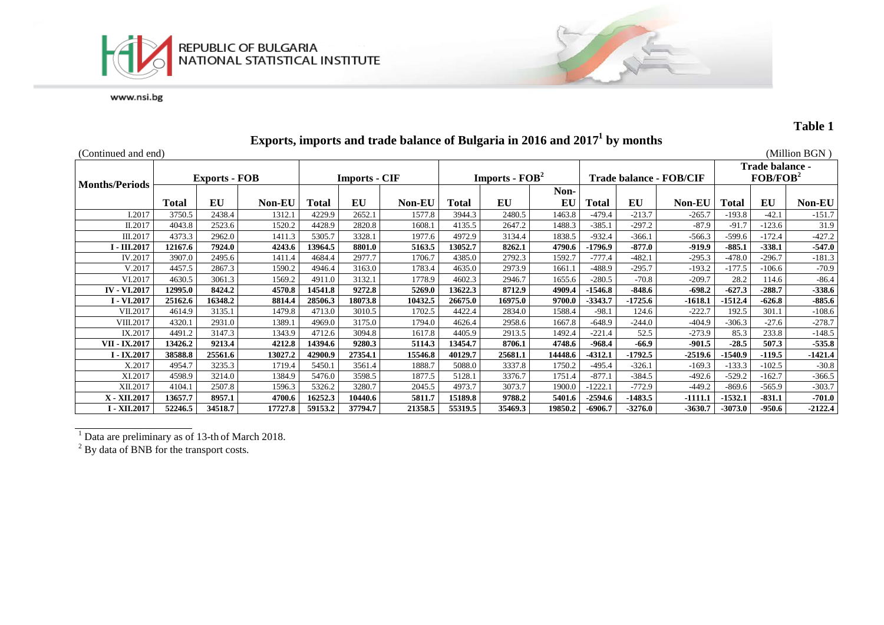**Table 1**

# Exports, imports and trade balance of Bulgaria in 2016 and 2017[1] by months

(Continued and end) (Million BGN )

| Months/Periods | Exports - FOB | | | Imports - CIF | | | Imports - FOB[2] | | | Trade balance - FOB/CIF | | | Trade balance - FOB/FOB[2] | | |
|---|---|---|---|---|---|---|---|---|---|---|---|---|---|---|---|
| | Total | EU | Non-EU | Total | EU | Non-EU | Total | EU | Non-EU | Total | EU | Non-EU | Total | EU | Non-EU |
| I.2017 | 3750.5 | 2438.4 | 1312.1 | 4229.9 | 2652.1 | 1577.8 | 3944.3 | 2480.5 | 1463.8 | -479.4 | -213.7 | -265.7 | -193.8 | -42.1 | -151.7 |
| II.2017 | 4043.8 | 2523.6 | 1520.2 | 4428.9 | 2820.8 | 1608.1 | 4135.5 | 2647.2 | 1488.3 | -385.1 | -297.2 | -87.9 | -91.7 | -123.6 | 31.9 |
| III.2017 | 4373.3 | 2962.0 | 1411.3 | 5305.7 | 3328.1 | 1977.6 | 4972.9 | 3134.4 | 1838.5 | -932.4 | -366.1 | -566.3 | -599.6 | -172.4 | -427.2 |
| **I - III.2017** | **12167.6** | **7924.0** | **4243.6** | **13964.5** | **8801.0** | **5163.5** | **13052.7** | **8262.1** | **4790.6** | **-1796.9** | **-877.0** | **-919.9** | **-885.1** | **-338.1** | **-547.0** |
| IV.2017 | 3907.0 | 2495.6 | 1411.4 | 4684.4 | 2977.7 | 1706.7 | 4385.0 | 2792.3 | 1592.7 | -777.4 | -482.1 | -295.3 | -478.0 | -296.7 | -181.3 |
| V.2017 | 4457.5 | 2867.3 | 1590.2 | 4946.4 | 3163.0 | 1783.4 | 4635.0 | 2973.9 | 1661.1 | -488.9 | -295.7 | -193.2 | -177.5 | -106.6 | -70.9 |
| VI.2017 | 4630.5 | 3061.3 | 1569.2 | 4911.0 | 3132.1 | 1778.9 | 4602.3 | 2946.7 | 1655.6 | -280.5 | -70.8 | -209.7 | 28.2 | 114.6 | -86.4 |
| **IV - VI.2017** | **12995.0** | **8424.2** | **4570.8** | **14541.8** | **9272.8** | **5269.0** | **13622.3** | **8712.9** | **4909.4** | **-1546.8** | **-848.6** | **-698.2** | **-627.3** | **-288.7** | **-338.6** |
| **I - VI.2017** | **25162.6** | **16348.2** | **8814.4** | **28506.3** | **18073.8** | **10432.5** | **26675.0** | **16975.0** | **9700.0** | **-3343.7** | **-1725.6** | **-1618.1** | **-1512.4** | **-626.8** | **-885.6** |
| VII.2017 | 4614.9 | 3135.1 | 1479.8 | 4713.0 | 3010.5 | 1702.5 | 4422.4 | 2834.0 | 1588.4 | -98.1 | 124.6 | -222.7 | 192.5 | 301.1 | -108.6 |
| VIII.2017 | 4320.1 | 2931.0 | 1389.1 | 4969.0 | 3175.0 | 1794.0 | 4626.4 | 2958.6 | 1667.8 | -648.9 | -244.0 | -404.9 | -306.3 | -27.6 | -278.7 |
| IX.2017 | 4491.2 | 3147.3 | 1343.9 | 4712.6 | 3094.8 | 1617.8 | 4405.9 | 2913.5 | 1492.4 | -221.4 | 52.5 | -273.9 | 85.3 | 233.8 | -148.5 |
| **VII - IX.2017** | **13426.2** | **9213.4** | **4212.8** | **14394.6** | **9280.3** | **5114.3** | **13454.7** | **8706.1** | **4748.6** | **-968.4** | **-66.9** | **-901.5** | **-28.5** | **507.3** | **-535.8** |
| **I - IX.2017** | **38588.8** | **25561.6** | **13027.2** | **42900.9** | **27354.1** | **15546.8** | **40129.7** | **25681.1** | **14448.6** | **-4312.1** | **-1792.5** | **-2519.6** | **-1540.9** | **-119.5** | **-1421.4** |
| X.2017 | 4954.7 | 3235.3 | 1719.4 | 5450.1 | 3561.4 | 1888.7 | 5088.0 | 3337.8 | 1750.2 | -495.4 | -326.1 | -169.3 | -133.3 | -102.5 | -30.8 |
| XI.2017 | 4598.9 | 3214.0 | 1384.9 | 5476.0 | 3598.5 | 1877.5 | 5128.1 | 3376.7 | 1751.4 | -877.1 | -384.5 | -492.6 | -529.2 | -162.7 | -366.5 |
| XII.2017 | 4104.1 | 2507.8 | 1596.3 | 5326.2 | 3280.7 | 2045.5 | 4973.7 | 3073.7 | 1900.0 | -1222.1 | -772.9 | -449.2 | -869.6 | -565.9 | -303.7 |
| **X - XII.2017** | **13657.7** | **8957.1** | **4700.6** | **16252.3** | **10440.6** | **5811.7** | **15189.8** | **9788.2** | **5401.6** | **-2594.6** | **-1483.5** | **-1111.1** | **-1532.1** | **-831.1** | **-701.0** |
| **I - XII.2017** | **52246.5** | **34518.7** | **17727.8** | **59153.2** | **37794.7** | **21358.5** | **55319.5** | **35469.3** | **19850.2** | **-6906.7** | **-3276.0** | **-3630.7** | **-3073.0** | **-950.6** | **-2122.4** |

[1] Data are preliminary as of 13-th of March 2018.

[2] By data of BNB for the transport costs.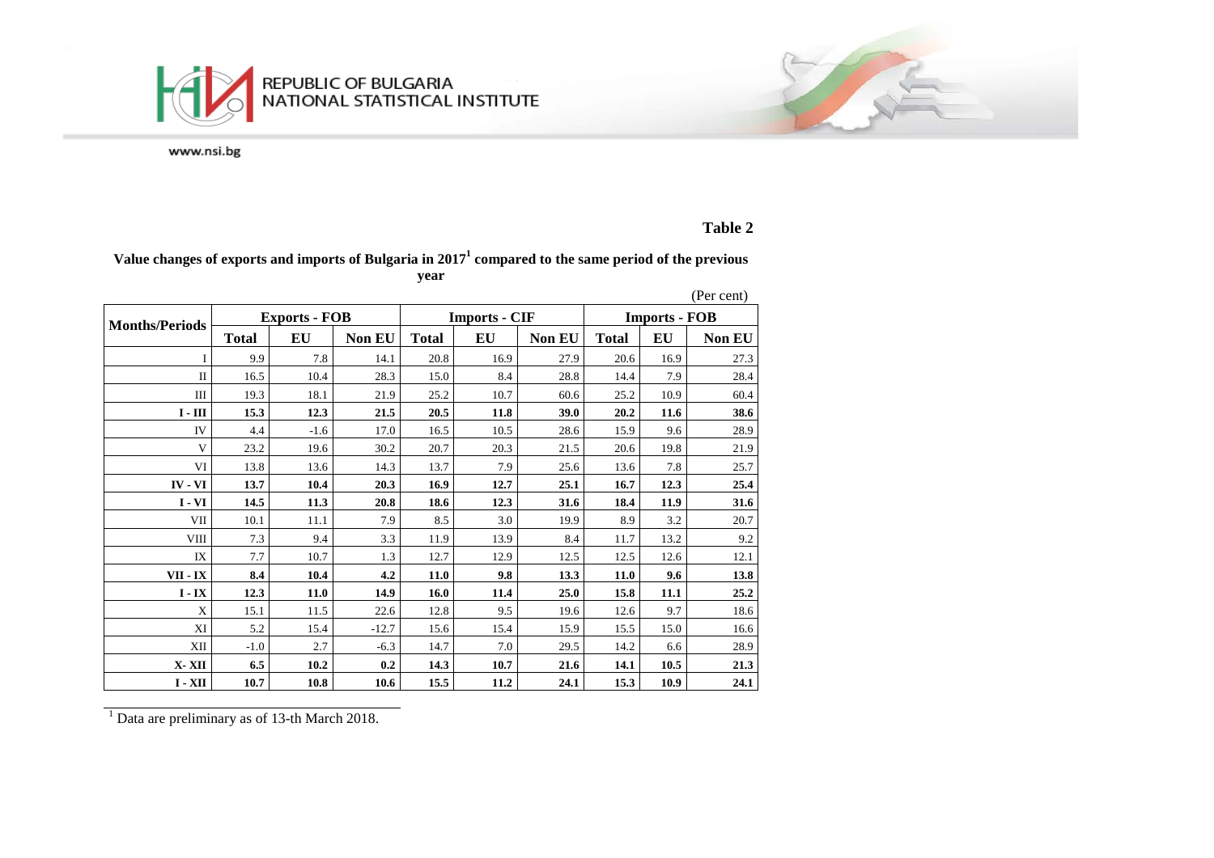**Table 2**

**Value changes of exports and imports of Bulgaria in 2017[1] compared to the same period of the previous year**

(Per cent)

| Months/Periods | Exports - FOB | | | Imports - CIF | | | Imports - FOB | | |
|---|---|---|---|---|---|---|---|---|---|
| | Total | EU | Non EU | Total | EU | Non EU | Total | EU | Non EU |
| I | 9.9 | 7.8 | 14.1 | 20.8 | 16.9 | 27.9 | 20.6 | 16.9 | 27.3 |
| II | 16.5 | 10.4 | 28.3 | 15.0 | 8.4 | 28.8 | 14.4 | 7.9 | 28.4 |
| III | 19.3 | 18.1 | 21.9 | 25.2 | 10.7 | 60.6 | 25.2 | 10.9 | 60.4 |
| **I - III** | **15.3** | **12.3** | **21.5** | **20.5** | **11.8** | **39.0** | **20.2** | **11.6** | **38.6** |
| IV | 4.4 | -1.6 | 17.0 | 16.5 | 10.5 | 28.6 | 15.9 | 9.6 | 28.9 |
| V | 23.2 | 19.6 | 30.2 | 20.7 | 20.3 | 21.5 | 20.6 | 19.8 | 21.9 |
| VI | 13.8 | 13.6 | 14.3 | 13.7 | 7.9 | 25.6 | 13.6 | 7.8 | 25.7 |
| **IV - VI** | **13.7** | **10.4** | **20.3** | **16.9** | **12.7** | **25.1** | **16.7** | **12.3** | **25.4** |
| **I - VI** | **14.5** | **11.3** | **20.8** | **18.6** | **12.3** | **31.6** | **18.4** | **11.9** | **31.6** |
| VII | 10.1 | 11.1 | 7.9 | 8.5 | 3.0 | 19.9 | 8.9 | 3.2 | 20.7 |
| VIII | 7.3 | 9.4 | 3.3 | 11.9 | 13.9 | 8.4 | 11.7 | 13.2 | 9.2 |
| IX | 7.7 | 10.7 | 1.3 | 12.7 | 12.9 | 12.5 | 12.5 | 12.6 | 12.1 |
| **VII - IX** | **8.4** | **10.4** | **4.2** | **11.0** | **9.8** | **13.3** | **11.0** | **9.6** | **13.8** |
| **I - IX** | **12.3** | **11.0** | **14.9** | **16.0** | **11.4** | **25.0** | **15.8** | **11.1** | **25.2** |
| X | 15.1 | 11.5 | 22.6 | 12.8 | 9.5 | 19.6 | 12.6 | 9.7 | 18.6 |
| XI | 5.2 | 15.4 | -12.7 | 15.6 | 15.4 | 15.9 | 15.5 | 15.0 | 16.6 |
| XII | -1.0 | 2.7 | -6.3 | 14.7 | 7.0 | 29.5 | 14.2 | 6.6 | 28.9 |
| **X- XII** | **6.5** | **10.2** | **0.2** | **14.3** | **10.7** | **21.6** | **14.1** | **10.5** | **21.3** |
| **I - XII** | **10.7** | **10.8** | **10.6** | **15.5** | **11.2** | **24.1** | **15.3** | **10.9** | **24.1** |

[1] Data are preliminary as of 13-th March 2018.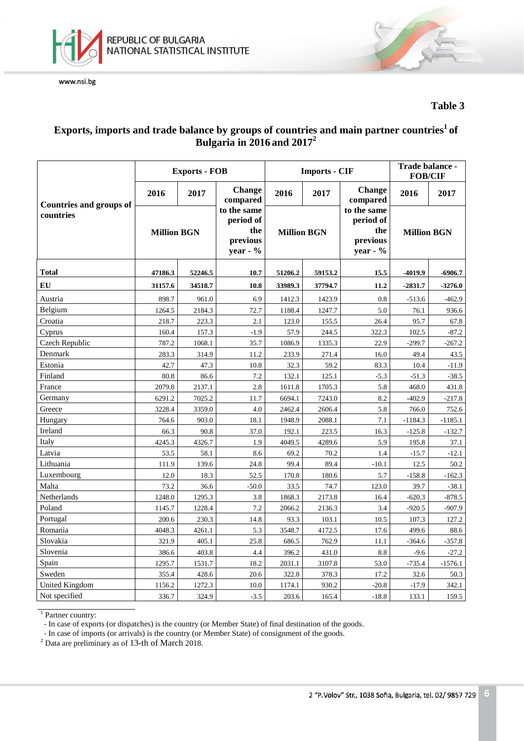**Table 3**

## Exports, imports and trade balance by groups of countries and main partner countries[1] of Bulgaria in 2016 and 2017[2]

| Countries and groups of countries | Exports - FOB | | | Imports - CIF | | | Trade balance - FOB/CIF | |
|---|---|---|---|---|---|---|---|---|
| | 2016 | 2017 | Change compared to the same period of the previous year - % | 2016 | 2017 | Change compared to the same period of the previous year - % | 2016 | 2017 |
| | Million BGN | | | Million BGN | | | Million BGN | |
| **Total** | **47186.3** | **52246.5** | **10.7** | **51206.2** | **59153.2** | **15.5** | **-4019.9** | **-6906.7** |
| **EU** | **31157.6** | **34518.7** | **10.8** | **33989.3** | **37794.7** | **11.2** | **-2831.7** | **-3276.0** |
| Austria | 898.7 | 961.0 | 6.9 | 1412.3 | 1423.9 | 0.8 | -513.6 | -462.9 |
| Belgium | 1264.5 | 2184.3 | 72.7 | 1188.4 | 1247.7 | 5.0 | 76.1 | 936.6 |
| Croatia | 218.7 | 223.3 | 2.1 | 123.0 | 155.5 | 26.4 | 95.7 | 67.8 |
| Cyprus | 160.4 | 157.3 | -1.9 | 57.9 | 244.5 | 322.3 | 102.5 | -87.2 |
| Czech Republic | 787.2 | 1068.1 | 35.7 | 1086.9 | 1335.3 | 22.9 | -299.7 | -267.2 |
| Denmark | 283.3 | 314.9 | 11.2 | 233.9 | 271.4 | 16.0 | 49.4 | 43.5 |
| Estonia | 42.7 | 47.3 | 10.8 | 32.3 | 59.2 | 83.3 | 10.4 | -11.9 |
| Finland | 80.8 | 86.6 | 7.2 | 132.1 | 125.1 | -5.3 | -51.3 | -38.5 |
| France | 2079.8 | 2137.1 | 2.8 | 1611.8 | 1705.3 | 5.8 | 468.0 | 431.8 |
| Germany | 6291.2 | 7025.2 | 11.7 | 6694.1 | 7243.0 | 8.2 | -402.9 | -217.8 |
| Greece | 3228.4 | 3359.0 | 4.0 | 2462.4 | 2606.4 | 5.8 | 766.0 | 752.6 |
| Hungary | 764.6 | 903.0 | 18.1 | 1948.9 | 2088.1 | 7.1 | -1184.3 | -1185.1 |
| Ireland | 66.3 | 90.8 | 37.0 | 192.1 | 223.5 | 16.3 | -125.8 | -132.7 |
| Italy | 4245.3 | 4326.7 | 1.9 | 4049.5 | 4289.6 | 5.9 | 195.8 | 37.1 |
| Latvia | 53.5 | 58.1 | 8.6 | 69.2 | 70.2 | 1.4 | -15.7 | -12.1 |
| Lithuania | 111.9 | 139.6 | 24.8 | 99.4 | 89.4 | -10.1 | 12.5 | 50.2 |
| Luxembourg | 12.0 | 18.3 | 52.5 | 170.8 | 180.6 | 5.7 | -158.8 | -162.3 |
| Malta | 73.2 | 36.6 | -50.0 | 33.5 | 74.7 | 123.0 | 39.7 | -38.1 |
| Netherlands | 1248.0 | 1295.3 | 3.8 | 1868.3 | 2173.8 | 16.4 | -620.3 | -878.5 |
| Poland | 1145.7 | 1228.4 | 7.2 | 2066.2 | 2136.3 | 3.4 | -920.5 | -907.9 |
| Portugal | 200.6 | 230.3 | 14.8 | 93.3 | 103.1 | 10.5 | 107.3 | 127.2 |
| Romania | 4048.3 | 4261.1 | 5.3 | 3548.7 | 4172.5 | 17.6 | 499.6 | 88.6 |
| Slovakia | 321.9 | 405.1 | 25.8 | 686.5 | 762.9 | 11.1 | -364.6 | -357.8 |
| Slovenia | 386.6 | 403.8 | 4.4 | 396.2 | 431.0 | 8.8 | -9.6 | -27.2 |
| Spain | 1295.7 | 1531.7 | 18.2 | 2031.1 | 3107.8 | 53.0 | -735.4 | -1576.1 |
| Sweden | 355.4 | 428.6 | 20.6 | 322.8 | 378.3 | 17.2 | 32.6 | 50.3 |
| United Kingdom | 1156.2 | 1272.3 | 10.0 | 1174.1 | 930.2 | -20.8 | -17.9 | 342.1 |
| Not specified | 336.7 | 324.9 | -3.5 | 203.6 | 165.4 | -18.8 | 133.1 | 159.5 |

[1] Partner country:
- In case of exports (or dispatches) is the country (or Member State) of final destination of the goods.
- In case of imports (or arrivals) is the country (or Member State) of consignment of the goods.

[2] Data are preliminary as of 13-th of March 2018.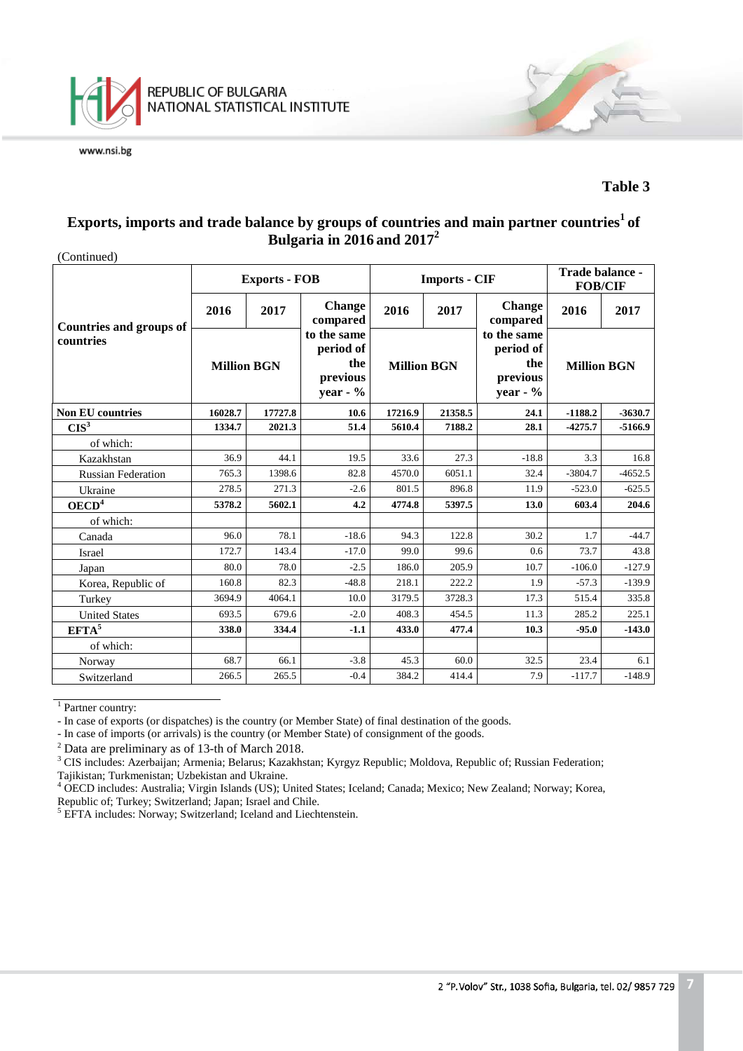**Table 3**

## Exports, imports and trade balance by groups of countries and main partner countries[1] of Bulgaria in 2016 and 2017[2]

(Continued)

| Countries and groups of countries | Exports - FOB | | | Imports - CIF | | | Trade balance - FOB/CIF | |
|---|---|---|---|---|---|---|---|---|
| | 2016 | 2017 | Change compared to the same period of the previous year - % | 2016 | 2017 | Change compared to the same period of the previous year - % | 2016 | 2017 |
| | Million BGN | | | Million BGN | | | Million BGN | |
| **Non EU countries** | **16028.7** | **17727.8** | **10.6** | **17216.9** | **21358.5** | **24.1** | **-1188.2** | **-3630.7** |
| **CIS[3]** | **1334.7** | **2021.3** | **51.4** | **5610.4** | **7188.2** | **28.1** | **-4275.7** | **-5166.9** |
| of which: | | | | | | | | |
| Kazakhstan | 36.9 | 44.1 | 19.5 | 33.6 | 27.3 | -18.8 | 3.3 | 16.8 |
| Russian Federation | 765.3 | 1398.6 | 82.8 | 4570.0 | 6051.1 | 32.4 | -3804.7 | -4652.5 |
| Ukraine | 278.5 | 271.3 | -2.6 | 801.5 | 896.8 | 11.9 | -523.0 | -625.5 |
| **OECD[4]** | **5378.2** | **5602.1** | **4.2** | **4774.8** | **5397.5** | **13.0** | **603.4** | **204.6** |
| of which: | | | | | | | | |
| Canada | 96.0 | 78.1 | -18.6 | 94.3 | 122.8 | 30.2 | 1.7 | -44.7 |
| Israel | 172.7 | 143.4 | -17.0 | 99.0 | 99.6 | 0.6 | 73.7 | 43.8 |
| Japan | 80.0 | 78.0 | -2.5 | 186.0 | 205.9 | 10.7 | -106.0 | -127.9 |
| Korea, Republic of | 160.8 | 82.3 | -48.8 | 218.1 | 222.2 | 1.9 | -57.3 | -139.9 |
| Turkey | 3694.9 | 4064.1 | 10.0 | 3179.5 | 3728.3 | 17.3 | 515.4 | 335.8 |
| United States | 693.5 | 679.6 | -2.0 | 408.3 | 454.5 | 11.3 | 285.2 | 225.1 |
| **EFTA[5]** | **338.0** | **334.4** | **-1.1** | **433.0** | **477.4** | **10.3** | **-95.0** | **-143.0** |
| of which: | | | | | | | | |
| Norway | 68.7 | 66.1 | -3.8 | 45.3 | 60.0 | 32.5 | 23.4 | 6.1 |
| Switzerland | 266.5 | 265.5 | -0.4 | 384.2 | 414.4 | 7.9 | -117.7 | -148.9 |

[1] Partner country:
- In case of exports (or dispatches) is the country (or Member State) of final destination of the goods.
- In case of imports (or arrivals) is the country (or Member State) of consignment of the goods.

[2] Data are preliminary as of 13-th of March 2018.

[3] CIS includes: Azerbaijan; Armenia; Belarus; Kazakhstan; Kyrgyz Republic; Moldova, Republic of; Russian Federation; Tajikistan; Turkmenistan; Uzbekistan and Ukraine.

[4] OECD includes: Australia; Virgin Islands (US); United States; Iceland; Canada; Mexico; New Zealand; Norway; Korea, Republic of; Turkey; Switzerland; Japan; Israel and Chile.

[5] EFTA includes: Norway; Switzerland; Iceland and Liechtenstein.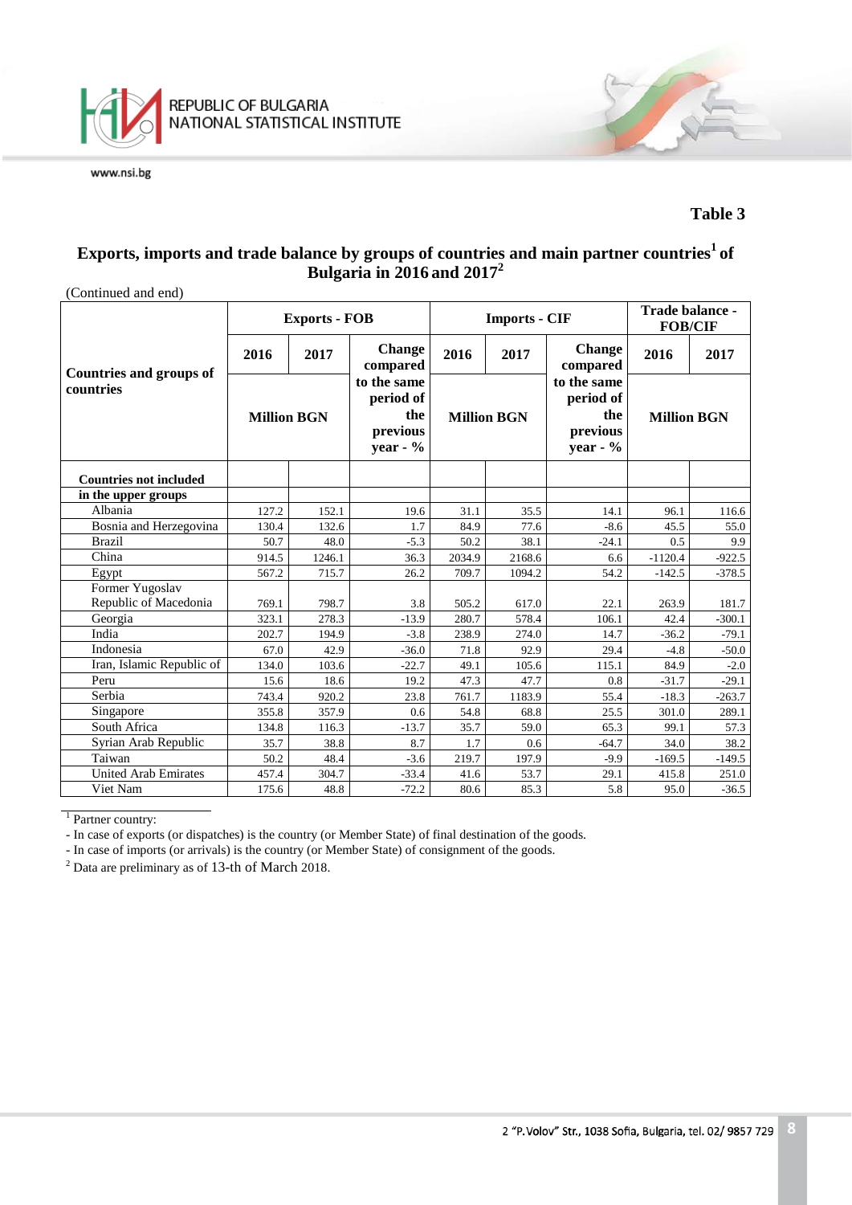**Table 3**

## Exports, imports and trade balance by groups of countries and main partner countries[1] of Bulgaria in 2016 and 2017[2]

(Continued and end)

| Countries and groups of countries | Exports - FOB | | | Imports - CIF | | | Trade balance - FOB/CIF | |
|---|---|---|---|---|---|---|---|---|
| | 2016 | 2017 | Change compared to the same period of the previous year - % | 2016 | 2017 | Change compared to the same period of the previous year - % | 2016 | 2017 |
| | Million BGN | | | Million BGN | | | Million BGN | |
| **Countries not included** | | | | | | | | |
| **in the upper groups** | | | | | | | | |
| Albania | 127.2 | 152.1 | 19.6 | 31.1 | 35.5 | 14.1 | 96.1 | 116.6 |
| Bosnia and Herzegovina | 130.4 | 132.6 | 1.7 | 84.9 | 77.6 | -8.6 | 45.5 | 55.0 |
| Brazil | 50.7 | 48.0 | -5.3 | 50.2 | 38.1 | -24.1 | 0.5 | 9.9 |
| China | 914.5 | 1246.1 | 36.3 | 2034.9 | 2168.6 | 6.6 | -1120.4 | -922.5 |
| Egypt | 567.2 | 715.7 | 26.2 | 709.7 | 1094.2 | 54.2 | -142.5 | -378.5 |
| Former Yugoslav Republic of Macedonia | 769.1 | 798.7 | 3.8 | 505.2 | 617.0 | 22.1 | 263.9 | 181.7 |
| Georgia | 323.1 | 278.3 | -13.9 | 280.7 | 578.4 | 106.1 | 42.4 | -300.1 |
| India | 202.7 | 194.9 | -3.8 | 238.9 | 274.0 | 14.7 | -36.2 | -79.1 |
| Indonesia | 67.0 | 42.9 | -36.0 | 71.8 | 92.9 | 29.4 | -4.8 | -50.0 |
| Iran, Islamic Republic of | 134.0 | 103.6 | -22.7 | 49.1 | 105.6 | 115.1 | 84.9 | -2.0 |
| Peru | 15.6 | 18.6 | 19.2 | 47.3 | 47.7 | 0.8 | -31.7 | -29.1 |
| Serbia | 743.4 | 920.2 | 23.8 | 761.7 | 1183.9 | 55.4 | -18.3 | -263.7 |
| Singapore | 355.8 | 357.9 | 0.6 | 54.8 | 68.8 | 25.5 | 301.0 | 289.1 |
| South Africa | 134.8 | 116.3 | -13.7 | 35.7 | 59.0 | 65.3 | 99.1 | 57.3 |
| Syrian Arab Republic | 35.7 | 38.8 | 8.7 | 1.7 | 0.6 | -64.7 | 34.0 | 38.2 |
| Taiwan | 50.2 | 48.4 | -3.6 | 219.7 | 197.9 | -9.9 | -169.5 | -149.5 |
| United Arab Emirates | 457.4 | 304.7 | -33.4 | 41.6 | 53.7 | 29.1 | 415.8 | 251.0 |
| Viet Nam | 175.6 | 48.8 | -72.2 | 80.6 | 85.3 | 5.8 | 95.0 | -36.5 |

[1] Partner country:

- In case of exports (or dispatches) is the country (or Member State) of final destination of the goods.
- In case of imports (or arrivals) is the country (or Member State) of consignment of the goods.

[2] Data are preliminary as of 13-th of March 2018.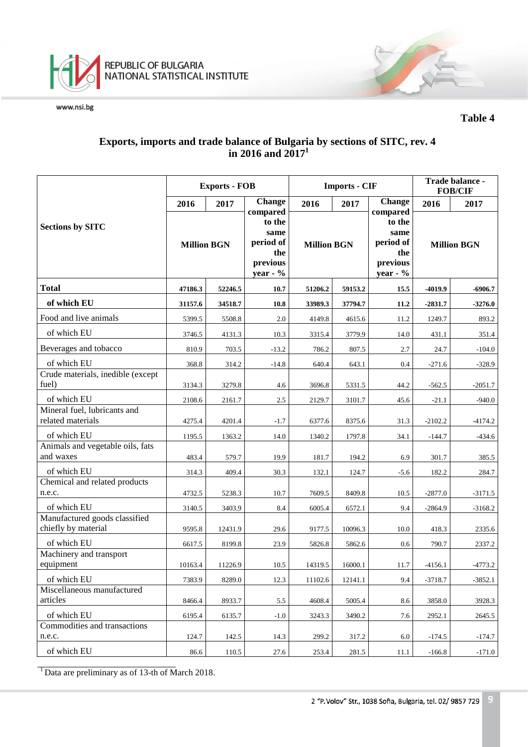**Table 4**

**Exports, imports and trade balance of Bulgaria by sections of SITC, rev. 4 in 2016 and 2017[1]**

| Sections by SITC | Exports - FOB | | | Imports - CIF | | | Trade balance - FOB/CIF | |
|---|---|---|---|---|---|---|---|---|
| | 2016 | 2017 | Change compared to the same period of the previous year - % | 2016 | 2017 | Change compared to the same period of the previous year - % | 2016 | 2017 |
| | Million BGN | | | Million BGN | | | Million BGN | |
| **Total** | **47186.3** | **52246.5** | **10.7** | **51206.2** | **59153.2** | **15.5** | **-4019.9** | **-6906.7** |
| **of which EU** | **31157.6** | **34518.7** | **10.8** | **33989.3** | **37794.7** | **11.2** | **-2831.7** | **-3276.0** |
| Food and live animals | 5399.5 | 5508.8 | 2.0 | 4149.8 | 4615.6 | 11.2 | 1249.7 | 893.2 |
| of which EU | 3746.5 | 4131.3 | 10.3 | 3315.4 | 3779.9 | 14.0 | 431.1 | 351.4 |
| Beverages and tobacco | 810.9 | 703.5 | -13.2 | 786.2 | 807.5 | 2.7 | 24.7 | -104.0 |
| of which EU | 368.8 | 314.2 | -14.8 | 640.4 | 643.1 | 0.4 | -271.6 | -328.9 |
| Crude materials, inedible (except fuel) | 3134.3 | 3279.8 | 4.6 | 3696.8 | 5331.5 | 44.2 | -562.5 | -2051.7 |
| of which EU | 2108.6 | 2161.7 | 2.5 | 2129.7 | 3101.7 | 45.6 | -21.1 | -940.0 |
| Mineral fuel, lubricants and related materials | 4275.4 | 4201.4 | -1.7 | 6377.6 | 8375.6 | 31.3 | -2102.2 | -4174.2 |
| of which EU | 1195.5 | 1363.2 | 14.0 | 1340.2 | 1797.8 | 34.1 | -144.7 | -434.6 |
| Animals and vegetable oils, fats and waxes | 483.4 | 579.7 | 19.9 | 181.7 | 194.2 | 6.9 | 301.7 | 385.5 |
| of which EU | 314.3 | 409.4 | 30.3 | 132.1 | 124.7 | -5.6 | 182.2 | 284.7 |
| Chemical and related products n.e.c. | 4732.5 | 5238.3 | 10.7 | 7609.5 | 8409.8 | 10.5 | -2877.0 | -3171.5 |
| of which EU | 3140.5 | 3403.9 | 8.4 | 6005.4 | 6572.1 | 9.4 | -2864.9 | -3168.2 |
| Manufactured goods classified chiefly by material | 9595.8 | 12431.9 | 29.6 | 9177.5 | 10096.3 | 10.0 | 418.3 | 2335.6 |
| of which EU | 6617.5 | 8199.8 | 23.9 | 5826.8 | 5862.6 | 0.6 | 790.7 | 2337.2 |
| Machinery and transport equipment | 10163.4 | 11226.9 | 10.5 | 14319.5 | 16000.1 | 11.7 | -4156.1 | -4773.2 |
| of which EU | 7383.9 | 8289.0 | 12.3 | 11102.6 | 12141.1 | 9.4 | -3718.7 | -3852.1 |
| Miscellaneous manufactured articles | 8466.4 | 8933.7 | 5.5 | 4608.4 | 5005.4 | 8.6 | 3858.0 | 3928.3 |
| of which EU | 6195.4 | 6135.7 | -1.0 | 3243.3 | 3490.2 | 7.6 | 2952.1 | 2645.5 |
| Commodities and transactions n.e.c. | 124.7 | 142.5 | 14.3 | 299.2 | 317.2 | 6.0 | -174.5 | -174.7 |
| of which EU | 86.6 | 110.5 | 27.6 | 253.4 | 281.5 | 11.1 | -166.8 | -171.0 |

[1] Data are preliminary as of 13-th of March 2018.